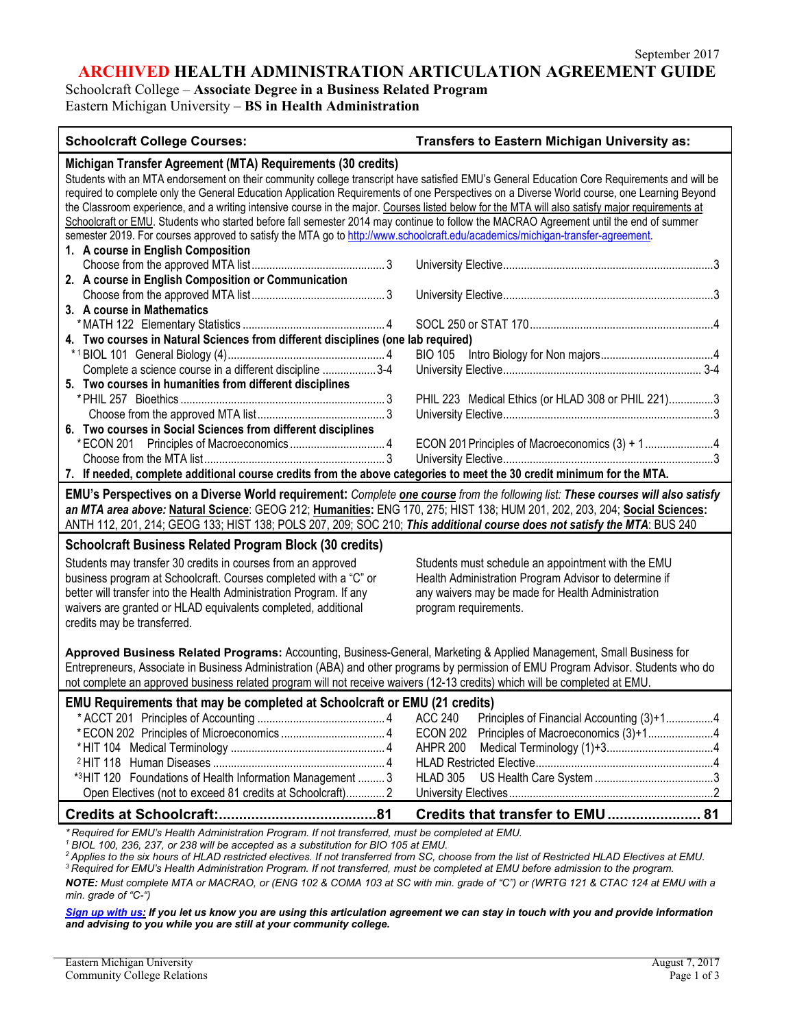September 2017

# ARCHIVED HEALTH ADMINISTRATION ARTICULATION AGREEMENT GUIDE

Schoolcraft College – **Associate Degree in a Business Related Program**
Eastern Michigan University – **BS in Health Administration**

| Schoolcraft College Courses: | Transfers to Eastern Michigan University as: |
|---|---|
| **Michigan Transfer Agreement (MTA) Requirements (30 credits)** | |
| Students with an MTA endorsement on their community college transcript have satisfied EMU's General Education Core Requirements and will be required to complete only the General Education Application Requirements of one Perspectives on a Diverse World course, one Learning Beyond the Classroom experience, and a writing intensive course in the major. Courses listed below for the MTA will also satisfy major requirements at Schoolcraft or EMU. Students who started before fall semester 2014 may continue to follow the MACRAO Agreement until the end of summer semester 2019. For courses approved to satisfy the MTA go to http://www.schoolcraft.edu/academics/michigan-transfer-agreement. | |
| **1. A course in English Composition** | |
| Choose from the approved MTA list ... 3 | University Elective ... 3 |
| **2. A course in English Composition or Communication** | |
| Choose from the approved MTA list ... 3 | University Elective ... 3 |
| **3. A course in Mathematics** | |
| * MATH 122 Elementary Statistics ... 4 | SOCL 250 or STAT 170 ... 4 |
| **4. Two courses in Natural Sciences from different disciplines (one lab required)** | |
| *[1] BIOL 101 General Biology (4) ... 4 | BIO 105 Intro Biology for Non majors ... 4 |
| Complete a science course in a different discipline ... 3-4 | University Elective ... 3-4 |
| **5. Two courses in humanities from different disciplines** | |
| * PHIL 257 Bioethics ... 3 | PHIL 223 Medical Ethics (or HLAD 308 or PHIL 221) ... 3 |
| Choose from the approved MTA list ... 3 | University Elective ... 3 |
| **6. Two courses in Social Sciences from different disciplines** | |
| * ECON 201 Principles of Macroeconomics ... 4 | ECON 201 Principles of Macroeconomics (3) + 1 ... 4 |
| Choose from the MTA list ... 3 | University Elective ... 3 |
| **7. If needed, complete additional course credits from the above categories to meet the 30 credit minimum for the MTA.** | |

**EMU's Perspectives on a Diverse World requirement:** *Complete* ***one course*** *from the following list:* ***These courses will also satisfy an MTA area above:*** **Natural Science**: GEOG 212; **Humanities:** ENG 170, 275; HIST 138; HUM 201, 202, 203, 204; **Social Sciences:** ANTH 112, 201, 214; GEOG 133; HIST 138; POLS 207, 209; SOC 210; ***This additional course does not satisfy the MTA***: BUS 240

## Schoolcraft Business Related Program Block (30 credits)

Students may transfer 30 credits in courses from an approved business program at Schoolcraft. Courses completed with a "C" or better will transfer into the Health Administration Program. If any waivers are granted or HLAD equivalents completed, additional credits may be transferred.

Students must schedule an appointment with the EMU Health Administration Program Advisor to determine if any waivers may be made for Health Administration program requirements.

**Approved Business Related Programs:** Accounting, Business-General, Marketing & Applied Management, Small Business for Entrepreneurs, Associate in Business Administration (ABA) and other programs by permission of EMU Program Advisor. Students who do not complete an approved business related program will not receive waivers (12-13 credits) which will be completed at EMU.

| EMU Requirements that may be completed at Schoolcraft or EMU (21 credits) | |
|---|---|
| * ACCT 201 Principles of Accounting ... 4 | ACC 240 Principles of Financial Accounting (3)+1 ... 4 |
| * ECON 202 Principles of Microeconomics ... 4 | ECON 202 Principles of Macroeconomics (3)+1 ... 4 |
| * HIT 104 Medical Terminology ... 4 | AHPR 200 Medical Terminology (1)+3 ... 4 |
| [2] HIT 118 Human Diseases ... 4 | HLAD Restricted Elective ... 4 |
| *[3] HIT 120 Foundations of Health Information Management ... 3 | HLAD 305 US Health Care System ... 3 |
| Open Electives (not to exceed 81 credits at Schoolcraft) ... 2 | University Electives ... 2 |
| **Credits at Schoolcraft: ... 81** | **Credits that transfer to EMU ... 81** |

*\* Required for EMU's Health Administration Program. If not transferred, must be completed at EMU.*
*[1] BIOL 100, 236, 237, or 238 will be accepted as a substitution for BIO 105 at EMU.*
*[2] Applies to the six hours of HLAD restricted electives. If not transferred from SC, choose from the list of Restricted HLAD Electives at EMU.*
*[3] Required for EMU's Health Administration Program. If not transferred, must be completed at EMU before admission to the program.*
***NOTE:*** *Must complete MTA or MACRAO, or (ENG 102 & COMA 103 at SC with min. grade of "C") or (WRTG 121 & CTAC 124 at EMU with a min. grade of "C-")*

***Sign up with us:*** ***If you let us know you are using this articulation agreement we can stay in touch with you and provide information and advising to you while you are still at your community college.***

Eastern Michigan University
Community College Relations

August 7, 2017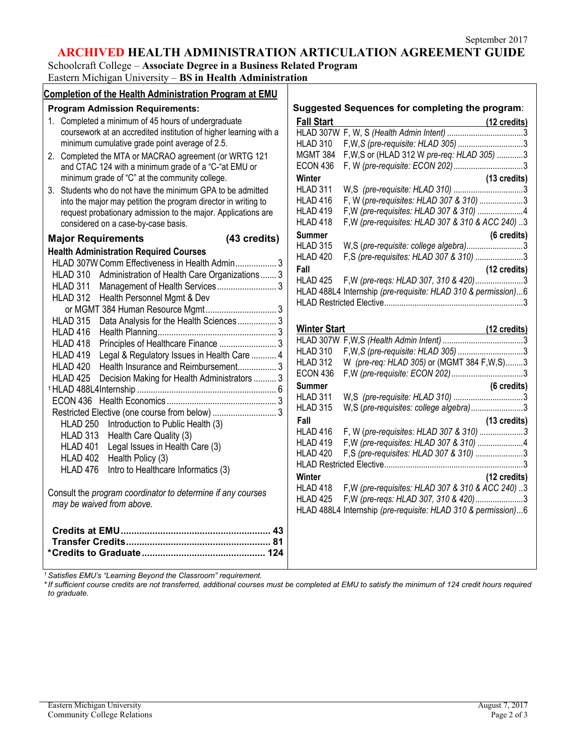# ARCHIVED HEALTH ADMINISTRATION ARTICULATION AGREEMENT GUIDE

Schoolcraft College – **Associate Degree in a Business Related Program**

Eastern Michigan University – **BS in Health Administration**

## Completion of the Health Administration Program at EMU

### Program Admission Requirements:

1. Completed a minimum of 45 hours of undergraduate coursework at an accredited institution of higher learning with a minimum cumulative grade point average of 2.5.
2. Completed the MTA or MACRAO agreement (or WRTG 121 and CTAC 124 with a minimum grade of a "C-"at EMU or minimum grade of "C" at the community college.
3. Students who do not have the minimum GPA to be admitted into the major may petition the program director in writing to request probationary admission to the major. Applications are considered on a case-by-case basis.

### Major Requirements (43 credits)

**Health Administration Required Courses**

| Course | Title | Credits |
|---|---|---|
| HLAD 307W | Comm Effectiveness in Health Admin | 3 |
| HLAD 310 | Administration of Health Care Organizations | 3 |
| HLAD 311 | Management of Health Services | 3 |
| HLAD 312 | Health Personnel Mgmt & Dev or MGMT 384 Human Resource Mgmt | 3 |
| HLAD 315 | Data Analysis for the Health Sciences | 3 |
| HLAD 416 | Health Planning | 3 |
| HLAD 418 | Principles of Healthcare Finance | 3 |
| HLAD 419 | Legal & Regulatory Issues in Health Care | 4 |
| HLAD 420 | Health Insurance and Reimbursement | 3 |
| HLAD 425 | Decision Making for Health Administrators | 3 |
| [1] HLAD 488L4 | Internship | 6 |
| ECON 436 | Health Economics | 3 |
| Restricted Elective (one course from below) | | 3 |

- HLAD 250 Introduction to Public Health (3)
- HLAD 313 Health Care Quality (3)
- HLAD 401 Legal Issues in Health Care (3)
- HLAD 402 Health Policy (3)
- HLAD 476 Intro to Healthcare Informatics (3)

Consult the *program coordinator to determine if any courses may be waived from above.*

**Credits at EMU......................................................... 43**
**Transfer Credits...................................................... 81**
***Credits to Graduate.............................................. 124**

### Suggested Sequences for completing the program:

**Fall Start (12 credits)**

- HLAD 307W F, W, S *(Health Admin Intent)* ......3
- HLAD 310 F,W,*S (pre-requisite: HLAD 305)* ......3
- MGMT 384 F,W,S or (HLAD 312 W *pre-req: HLAD 305)* ......3
- ECON 436 F, W *(pre-requisite: ECON 202)* ......3

**Winter (13 credits)**

- HLAD 311 W,S *(pre-requisite: HLAD 310)* ......3
- HLAD 416 F, W *(pre-requisites: HLAD 307 & 310)* ......3
- HLAD 419 F,W *(pre-requisites: HLAD 307 & 310)* ......4
- HLAD 418 F,W *(pre-requisites: HLAD 307 & 310 & ACC 240)* ..3

**Summer (6 credits)**

- HLAD 315 W,S (*pre-requisite: college algebra)*......3
- HLAD 420 F,S *(pre-requisites: HLAD 307 & 310)* ......3

**Fall (12 credits)**

- HLAD 425 F,W *(pre-reqs: HLAD 307, 310 & 420)*......3
- HLAD 488L4 Internship *(pre-requisite: HLAD 310 & permission)*...6
- HLAD Restricted Elective......3

**Winter Start (12 credits)**

- HLAD 307W F,W,S *(Health Admin Intent)* ......3
- HLAD 310 F,W,*S (pre-requisite: HLAD 305)* ......3
- HLAD 312 W *(pre-req: HLAD 305)* or (MGMT 384 F,W,S)......3
- ECON 436 F,W *(pre-requisite: ECON 202)*......3

**Summer (6 credits)**

- HLAD 311 W,S *(pre-requisite: HLAD 310)* ......3
- HLAD 315 W,S (*pre-requisites: college algebra)*......3

**Fall (13 credits)**

- HLAD 416 F, W (*pre-requisites: HLAD 307 & 310)* ......*3*
- HLAD 419 F,W *(pre-requisites: HLAD 307 & 310)* ......4
- HLAD 420 F,S *(pre-requisites: HLAD 307 & 310)* ......3
- HLAD Restricted Elective......3

**Winter (12 credits)**

- HLAD 418 F,W *(pre-requisites: HLAD 307 & 310 & ACC 240)* ..3
- HLAD 425 F,W *(pre-reqs: HLAD 307, 310 & 420)*......3
- HLAD 488L4 Internship *(pre-requisite: HLAD 310 & permission)*...6

*[1] Satisfies EMU's "Learning Beyond the Classroom" requirement.*

*\*If sufficient course credits are not transferred, additional courses must be completed at EMU to satisfy the minimum of 124 credit hours required to graduate.*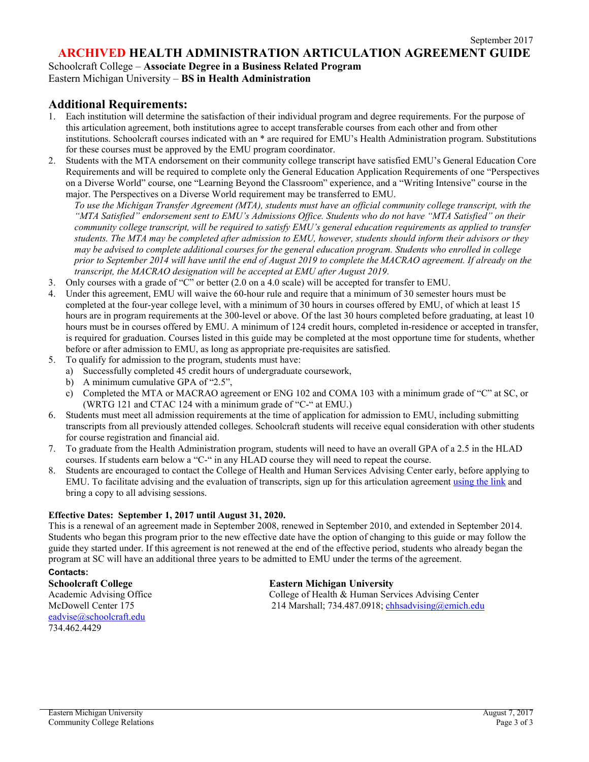September 2017

# ARCHIVED HEALTH ADMINISTRATION ARTICULATION AGREEMENT GUIDE

Schoolcraft College – **Associate Degree in a Business Related Program**
Eastern Michigan University – **BS in Health Administration**

## Additional Requirements:

1. Each institution will determine the satisfaction of their individual program and degree requirements. For the purpose of this articulation agreement, both institutions agree to accept transferable courses from each other and from other institutions. Schoolcraft courses indicated with an * are required for EMU's Health Administration program. Substitutions for these courses must be approved by the EMU program coordinator.
2. Students with the MTA endorsement on their community college transcript have satisfied EMU's General Education Core Requirements and will be required to complete only the General Education Application Requirements of one "Perspectives on a Diverse World" course, one "Learning Beyond the Classroom" experience, and a "Writing Intensive" course in the major. The Perspectives on a Diverse World requirement may be transferred to EMU.
   *To use the Michigan Transfer Agreement (MTA), students must have an official community college transcript, with the "MTA Satisfied" endorsement sent to EMU's Admissions Office. Students who do not have "MTA Satisfied" on their community college transcript, will be required to satisfy EMU's general education requirements as applied to transfer students. The MTA may be completed after admission to EMU, however, students should inform their advisors or they may be advised to complete additional courses for the general education program. Students who enrolled in college prior to September 2014 will have until the end of August 2019 to complete the MACRAO agreement. If already on the transcript, the MACRAO designation will be accepted at EMU after August 2019.*
3. Only courses with a grade of "C" or better (2.0 on a 4.0 scale) will be accepted for transfer to EMU.
4. Under this agreement, EMU will waive the 60-hour rule and require that a minimum of 30 semester hours must be completed at the four-year college level, with a minimum of 30 hours in courses offered by EMU, of which at least 15 hours are in program requirements at the 300-level or above. Of the last 30 hours completed before graduating, at least 10 hours must be in courses offered by EMU. A minimum of 124 credit hours, completed in-residence or accepted in transfer, is required for graduation. Courses listed in this guide may be completed at the most opportune time for students, whether before or after admission to EMU, as long as appropriate pre-requisites are satisfied.
5. To qualify for admission to the program, students must have:
   a) Successfully completed 45 credit hours of undergraduate coursework,
   b) A minimum cumulative GPA of "2.5",
   c) Completed the MTA or MACRAO agreement or ENG 102 and COMA 103 with a minimum grade of "C" at SC, or (WRTG 121 and CTAC 124 with a minimum grade of "C-" at EMU.)
6. Students must meet all admission requirements at the time of application for admission to EMU, including submitting transcripts from all previously attended colleges. Schoolcraft students will receive equal consideration with other students for course registration and financial aid.
7. To graduate from the Health Administration program, students will need to have an overall GPA of a 2.5 in the HLAD courses. If students earn below a "C-" in any HLAD course they will need to repeat the course.
8. Students are encouraged to contact the College of Health and Human Services Advising Center early, before applying to EMU. To facilitate advising and the evaluation of transcripts, sign up for this articulation agreement using the link and bring a copy to all advising sessions.

**Effective Dates: September 1, 2017 until August 31, 2020.**

This is a renewal of an agreement made in September 2008, renewed in September 2010, and extended in September 2014. Students who began this program prior to the new effective date have the option of changing to this guide or may follow the guide they started under. If this agreement is not renewed at the end of the effective period, students who already began the program at SC will have an additional three years to be admitted to EMU under the terms of the agreement.

**Contacts:**

**Schoolcraft College**
Academic Advising Office
McDowell Center 175
eadvise@schoolcraft.edu
734.462.4429

**Eastern Michigan University**
College of Health & Human Services Advising Center
214 Marshall; 734.487.0918; chhsadvising@emich.edu